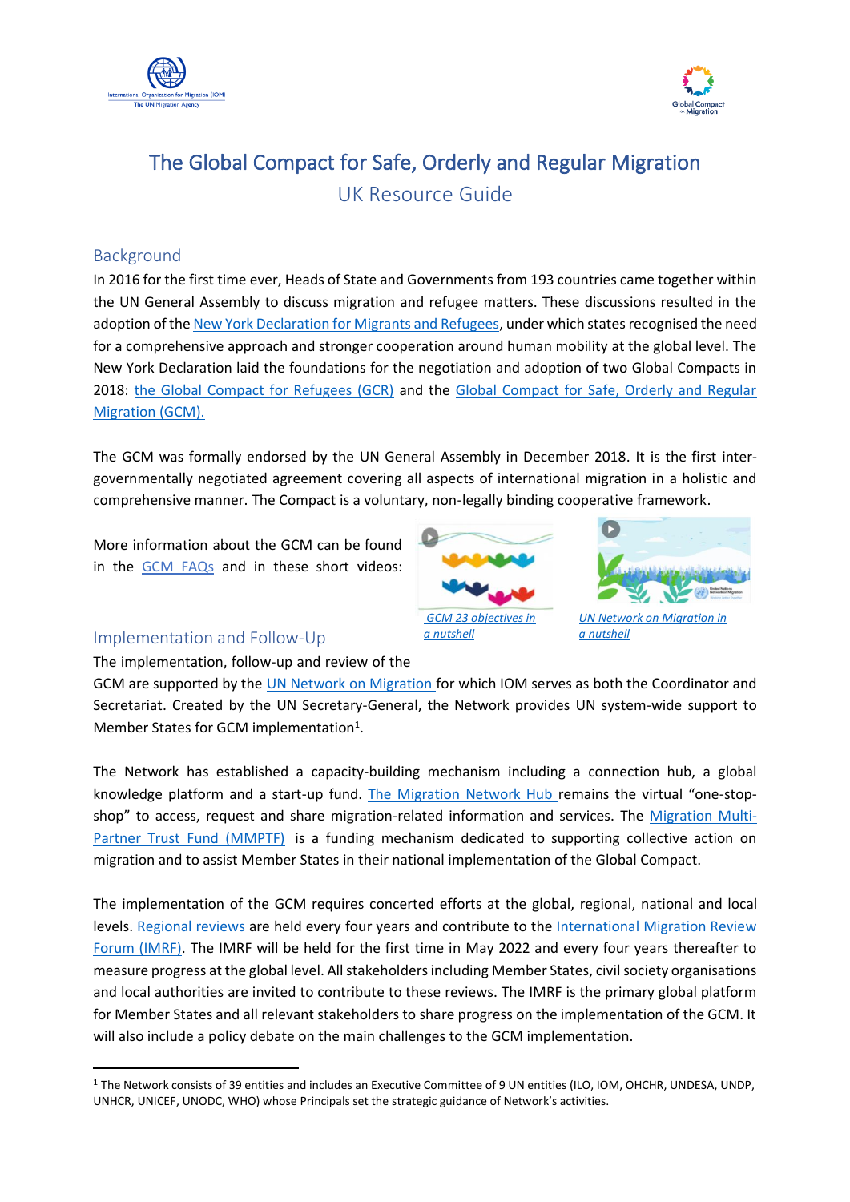# The Global Compact for Safe, Orderly and Regular Migration

## UK Resource Guide

### Background

In 2016 for the first time ever, Heads of State and Governments from 193 countries came together within the UN General Assembly to discuss migration and refugee matters. These discussions resulted in the adoption of the New York Declaration for Migrants and Refugees, under which states recognised the need for a comprehensive approach and stronger cooperation around human mobility at the global level. The New York Declaration laid the foundations for the negotiation and adoption of two Global Compacts in 2018: the Global Compact for Refugees (GCR) and the Global Compact for Safe, Orderly and Regular Migration (GCM).

The GCM was formally endorsed by the UN General Assembly in December 2018. It is the first inter-governmentally negotiated agreement covering all aspects of international migration in a holistic and comprehensive manner. The Compact is a voluntary, non-legally binding cooperative framework.

More information about the GCM can be found in the GCM FAQs and in these short videos:

*GCM 23 objectives in a nutshell*

*UN Network on Migration in a nutshell*

### Implementation and Follow-Up

The implementation, follow-up and review of the GCM are supported by the UN Network on Migration for which IOM serves as both the Coordinator and Secretariat. Created by the UN Secretary-General, the Network provides UN system-wide support to Member States for GCM implementation[1].

The Network has established a capacity-building mechanism including a connection hub, a global knowledge platform and a start-up fund. The Migration Network Hub remains the virtual "one-stop-shop" to access, request and share migration-related information and services. The Migration Multi-Partner Trust Fund (MMPTF) is a funding mechanism dedicated to supporting collective action on migration and to assist Member States in their national implementation of the Global Compact.

The implementation of the GCM requires concerted efforts at the global, regional, national and local levels. Regional reviews are held every four years and contribute to the International Migration Review Forum (IMRF). The IMRF will be held for the first time in May 2022 and every four years thereafter to measure progress at the global level. All stakeholders including Member States, civil society organisations and local authorities are invited to contribute to these reviews. The IMRF is the primary global platform for Member States and all relevant stakeholders to share progress on the implementation of the GCM. It will also include a policy debate on the main challenges to the GCM implementation.

---

[1] The Network consists of 39 entities and includes an Executive Committee of 9 UN entities (ILO, IOM, OHCHR, UNDESA, UNDP, UNHCR, UNICEF, UNODC, WHO) whose Principals set the strategic guidance of Network's activities.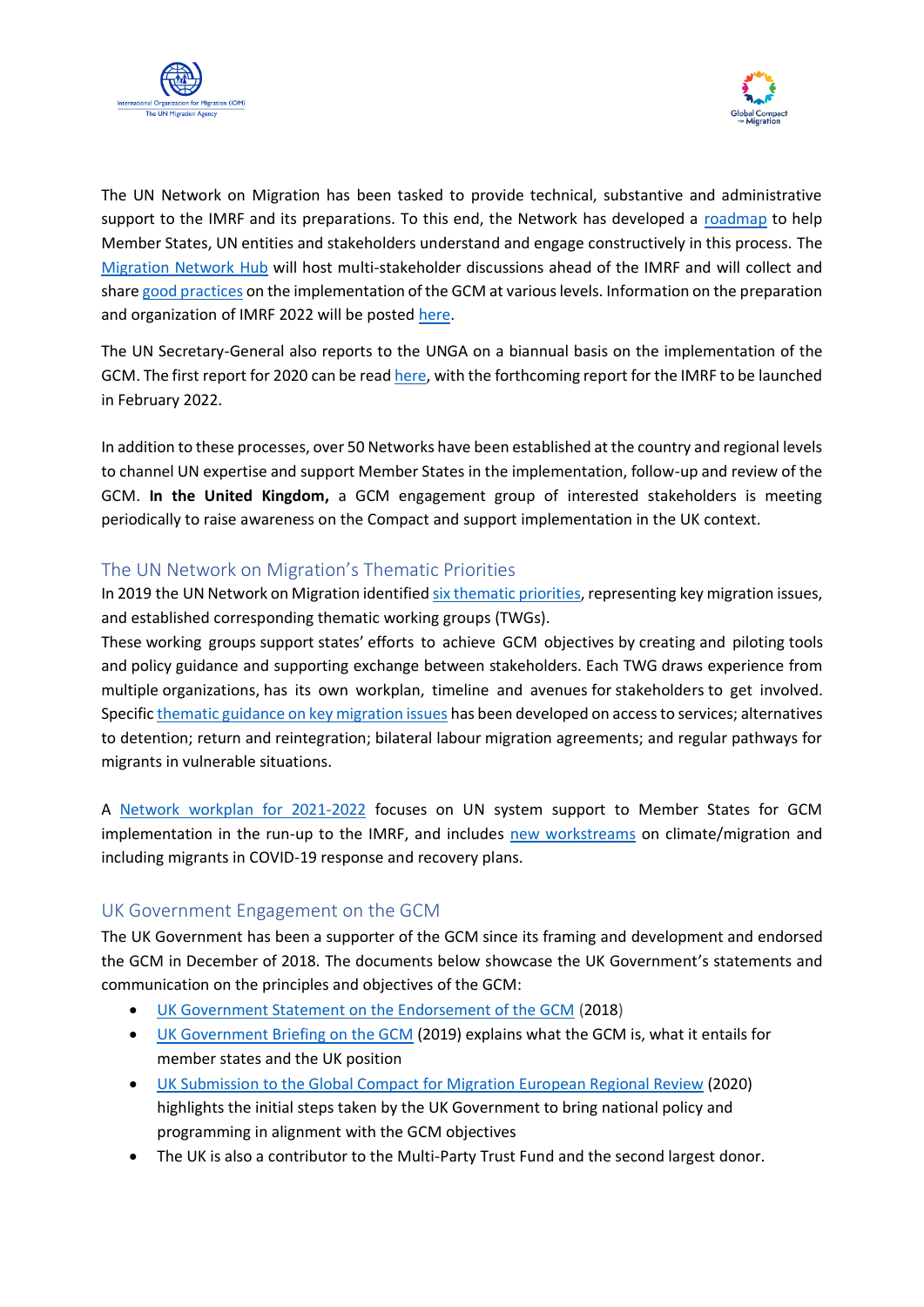The UN Network on Migration has been tasked to provide technical, substantive and administrative support to the IMRF and its preparations. To this end, the Network has developed a roadmap to help Member States, UN entities and stakeholders understand and engage constructively in this process. The Migration Network Hub will host multi-stakeholder discussions ahead of the IMRF and will collect and share good practices on the implementation of the GCM at various levels. Information on the preparation and organization of IMRF 2022 will be posted here.

The UN Secretary-General also reports to the UNGA on a biannual basis on the implementation of the GCM. The first report for 2020 can be read here, with the forthcoming report for the IMRF to be launched in February 2022.

In addition to these processes, over 50 Networks have been established at the country and regional levels to channel UN expertise and support Member States in the implementation, follow-up and review of the GCM. **In the United Kingdom,** a GCM engagement group of interested stakeholders is meeting periodically to raise awareness on the Compact and support implementation in the UK context.

## The UN Network on Migration's Thematic Priorities

In 2019 the UN Network on Migration identified six thematic priorities, representing key migration issues, and established corresponding thematic working groups (TWGs).

These working groups support states' efforts to achieve GCM objectives by creating and piloting tools and policy guidance and supporting exchange between stakeholders. Each TWG draws experience from multiple organizations, has its own workplan, timeline and avenues for stakeholders to get involved. Specific thematic guidance on key migration issues has been developed on access to services; alternatives to detention; return and reintegration; bilateral labour migration agreements; and regular pathways for migrants in vulnerable situations.

A Network workplan for 2021-2022 focuses on UN system support to Member States for GCM implementation in the run-up to the IMRF, and includes new workstreams on climate/migration and including migrants in COVID-19 response and recovery plans.

## UK Government Engagement on the GCM

The UK Government has been a supporter of the GCM since its framing and development and endorsed the GCM in December of 2018. The documents below showcase the UK Government's statements and communication on the principles and objectives of the GCM:

- UK Government Statement on the Endorsement of the GCM (2018)
- UK Government Briefing on the GCM (2019) explains what the GCM is, what it entails for member states and the UK position
- UK Submission to the Global Compact for Migration European Regional Review (2020) highlights the initial steps taken by the UK Government to bring national policy and programming in alignment with the GCM objectives
- The UK is also a contributor to the Multi-Party Trust Fund and the second largest donor.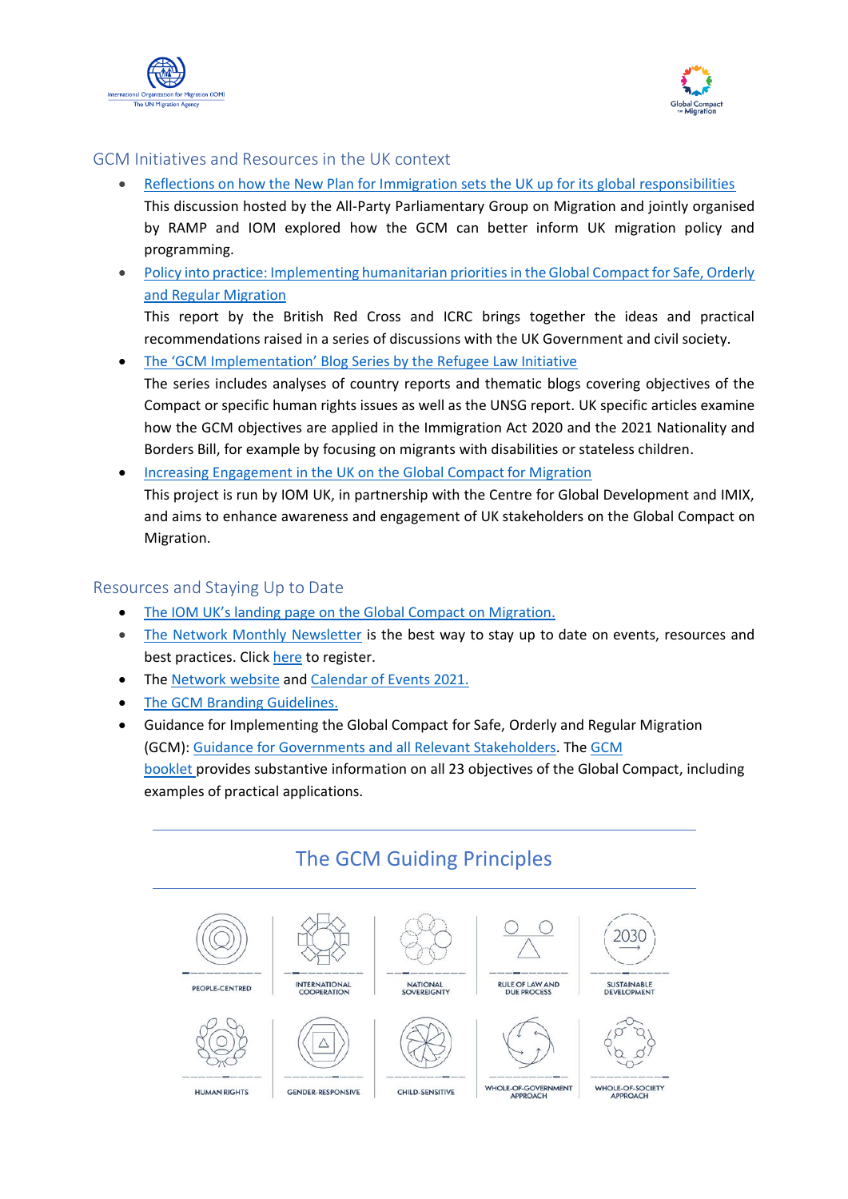## GCM Initiatives and Resources in the UK context

- Reflections on how the New Plan for Immigration sets the UK up for its global responsibilities
  This discussion hosted by the All-Party Parliamentary Group on Migration and jointly organised by RAMP and IOM explored how the GCM can better inform UK migration policy and programming.
- Policy into practice: Implementing humanitarian priorities in the Global Compact for Safe, Orderly and Regular Migration
  This report by the British Red Cross and ICRC brings together the ideas and practical recommendations raised in a series of discussions with the UK Government and civil society.
- The 'GCM Implementation' Blog Series by the Refugee Law Initiative
  The series includes analyses of country reports and thematic blogs covering objectives of the Compact or specific human rights issues as well as the UNSG report. UK specific articles examine how the GCM objectives are applied in the Immigration Act 2020 and the 2021 Nationality and Borders Bill, for example by focusing on migrants with disabilities or stateless children.
- Increasing Engagement in the UK on the Global Compact for Migration
  This project is run by IOM UK, in partnership with the Centre for Global Development and IMIX, and aims to enhance awareness and engagement of UK stakeholders on the Global Compact on Migration.

## Resources and Staying Up to Date

- The IOM UK's landing page on the Global Compact on Migration.
- The Network Monthly Newsletter is the best way to stay up to date on events, resources and best practices. Click here to register.
- The Network website and Calendar of Events 2021.
- The GCM Branding Guidelines.
- Guidance for Implementing the Global Compact for Safe, Orderly and Regular Migration (GCM): Guidance for Governments and all Relevant Stakeholders. The GCM booklet provides substantive information on all 23 objectives of the Global Compact, including examples of practical applications.

## The GCM Guiding Principles

| | | | | |
|---|---|---|---|---|
| PEOPLE-CENTRED | INTERNATIONAL COOPERATION | NATIONAL SOVEREIGNTY | RULE OF LAW AND DUE PROCESS | SUSTAINABLE DEVELOPMENT |
| HUMAN RIGHTS | GENDER-RESPONSIVE | CHILD-SENSITIVE | WHOLE-OF-GOVERNMENT APPROACH | WHOLE-OF-SOCIETY APPROACH |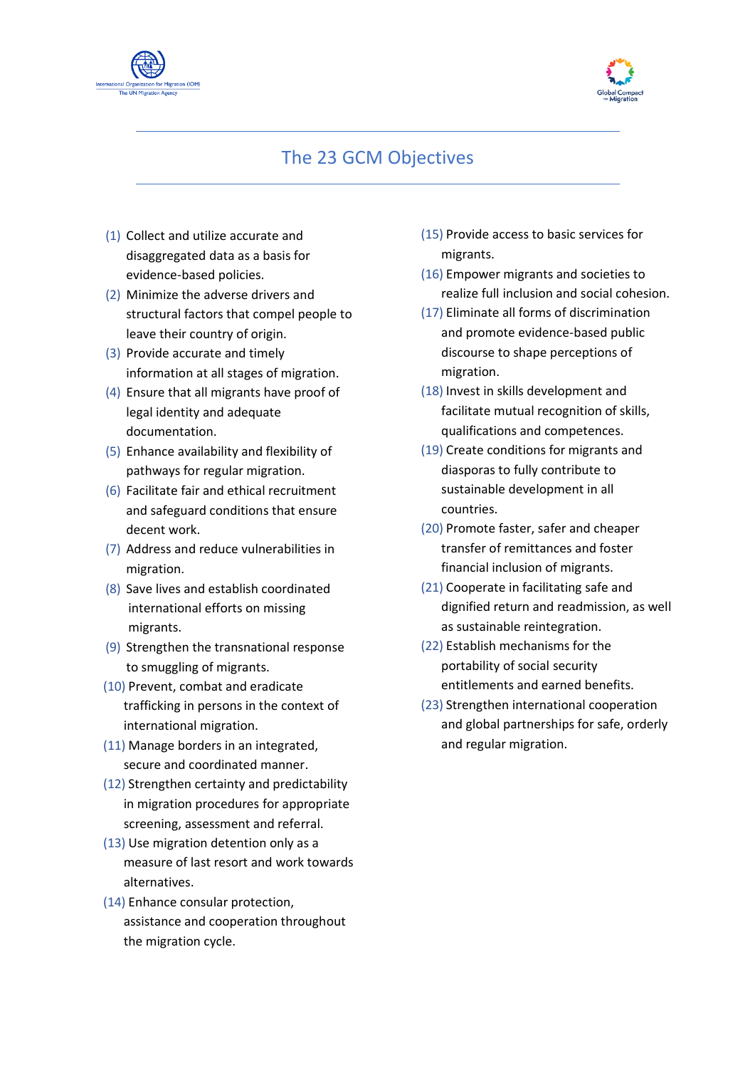# The 23 GCM Objectives

(1) Collect and utilize accurate and disaggregated data as a basis for evidence-based policies.

(2) Minimize the adverse drivers and structural factors that compel people to leave their country of origin.

(3) Provide accurate and timely information at all stages of migration.

(4) Ensure that all migrants have proof of legal identity and adequate documentation.

(5) Enhance availability and flexibility of pathways for regular migration.

(6) Facilitate fair and ethical recruitment and safeguard conditions that ensure decent work.

(7) Address and reduce vulnerabilities in migration.

(8) Save lives and establish coordinated international efforts on missing migrants.

(9) Strengthen the transnational response to smuggling of migrants.

(10) Prevent, combat and eradicate trafficking in persons in the context of international migration.

(11) Manage borders in an integrated, secure and coordinated manner.

(12) Strengthen certainty and predictability in migration procedures for appropriate screening, assessment and referral.

(13) Use migration detention only as a measure of last resort and work towards alternatives.

(14) Enhance consular protection, assistance and cooperation throughout the migration cycle.

(15) Provide access to basic services for migrants.

(16) Empower migrants and societies to realize full inclusion and social cohesion.

(17) Eliminate all forms of discrimination and promote evidence-based public discourse to shape perceptions of migration.

(18) Invest in skills development and facilitate mutual recognition of skills, qualifications and competences.

(19) Create conditions for migrants and diasporas to fully contribute to sustainable development in all countries.

(20) Promote faster, safer and cheaper transfer of remittances and foster financial inclusion of migrants.

(21) Cooperate in facilitating safe and dignified return and readmission, as well as sustainable reintegration.

(22) Establish mechanisms for the portability of social security entitlements and earned benefits.

(23) Strengthen international cooperation and global partnerships for safe, orderly and regular migration.